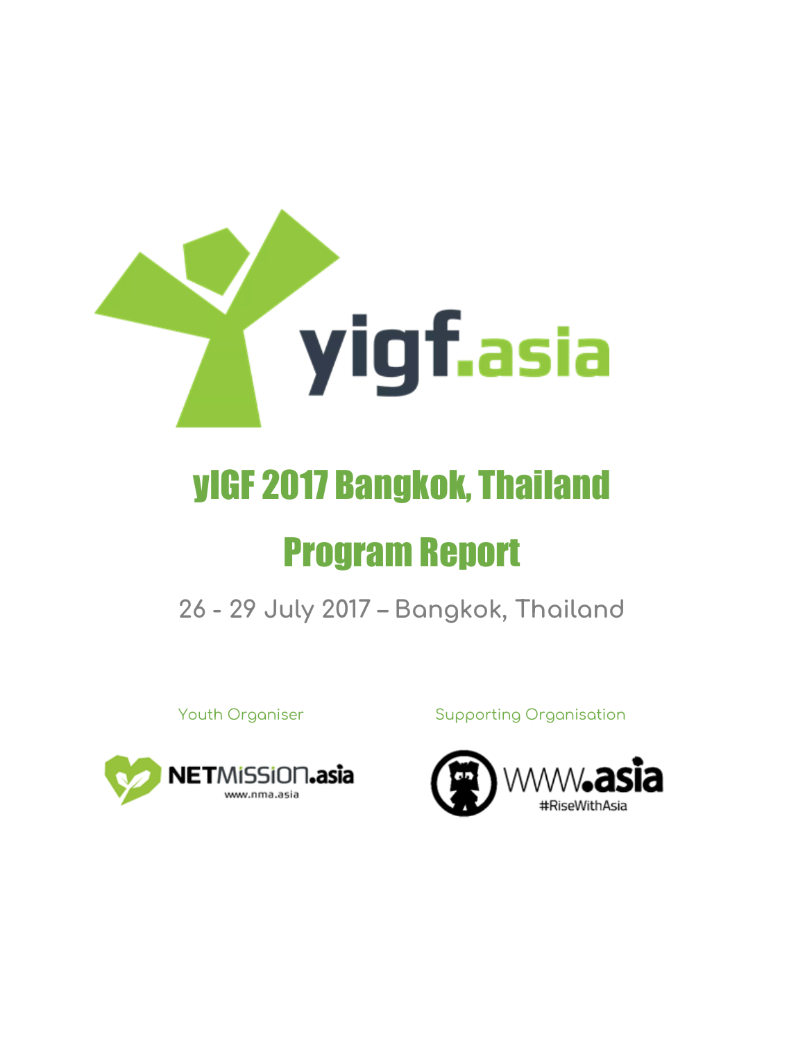yigf.asia

# yIGF 2017 Bangkok, Thailand

# Program Report

26 - 29 July 2017 – Bangkok, Thailand

Youth Organiser

NETMISSION.asia
www.nma.asia

Supporting Organisation

www.asia
#RiseWithAsia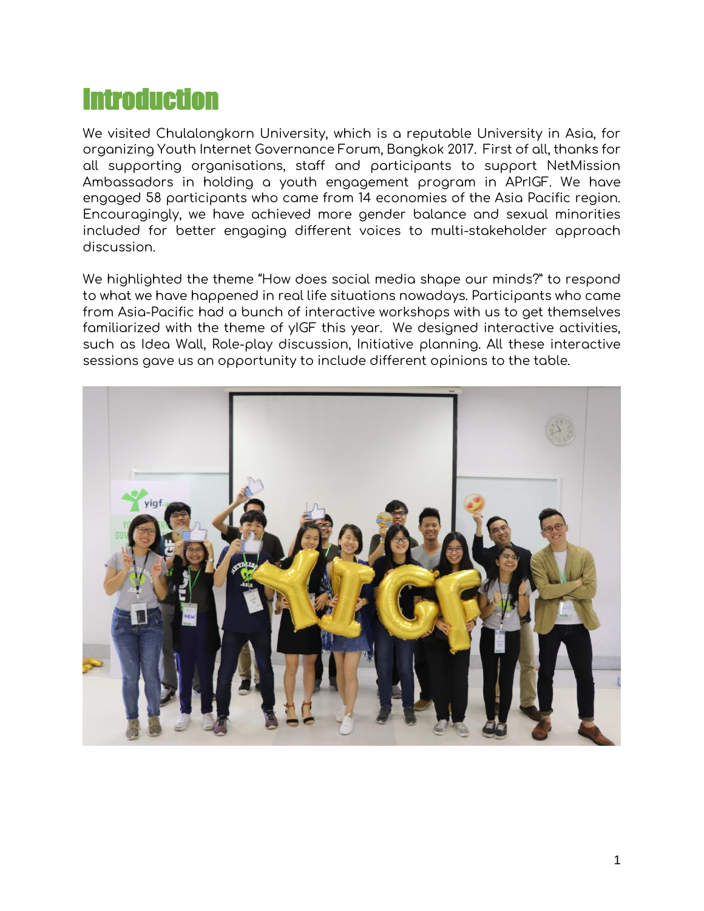# Introduction

We visited Chulalongkorn University, which is a reputable University in Asia, for organizing Youth Internet Governance Forum, Bangkok 2017. First of all, thanks for all supporting organisations, staff and participants to support NetMission Ambassadors in holding a youth engagement program in APrIGF. We have engaged 58 participants who came from 14 economies of the Asia Pacific region. Encouragingly, we have achieved more gender balance and sexual minorities included for better engaging different voices to multi-stakeholder approach discussion.

We highlighted the theme "How does social media shape our minds?" to respond to what we have happened in real life situations nowadays. Participants who came from Asia-Pacific had a bunch of interactive workshops with us to get themselves familiarized with the theme of yIGF this year. We designed interactive activities, such as Idea Wall, Role-play discussion, Initiative planning. All these interactive sessions gave us an opportunity to include different opinions to the table.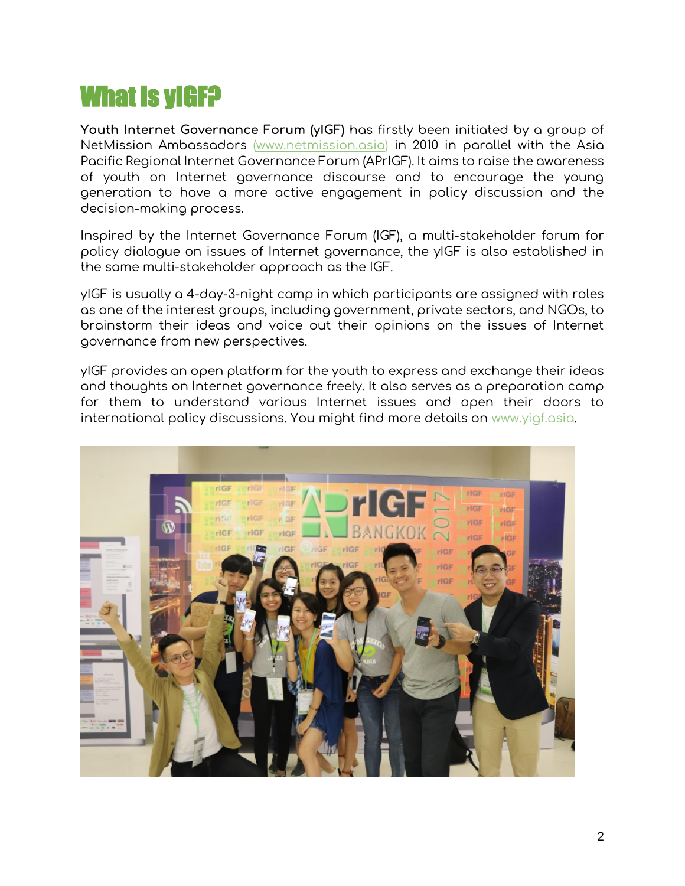# What is yIGF?

**Youth Internet Governance Forum (yIGF)** has firstly been initiated by a group of NetMission Ambassadors (www.netmission.asia) in 2010 in parallel with the Asia Pacific Regional Internet Governance Forum (APrIGF). It aims to raise the awareness of youth on Internet governance discourse and to encourage the young generation to have a more active engagement in policy discussion and the decision-making process.

Inspired by the Internet Governance Forum (IGF), a multi-stakeholder forum for policy dialogue on issues of Internet governance, the yIGF is also established in the same multi-stakeholder approach as the IGF.

yIGF is usually a 4-day-3-night camp in which participants are assigned with roles as one of the interest groups, including government, private sectors, and NGOs, to brainstorm their ideas and voice out their opinions on the issues of Internet governance from new perspectives.

yIGF provides an open platform for the youth to express and exchange their ideas and thoughts on Internet governance freely. It also serves as a preparation camp for them to understand various Internet issues and open their doors to international policy discussions. You might find more details on www.yigf.asia.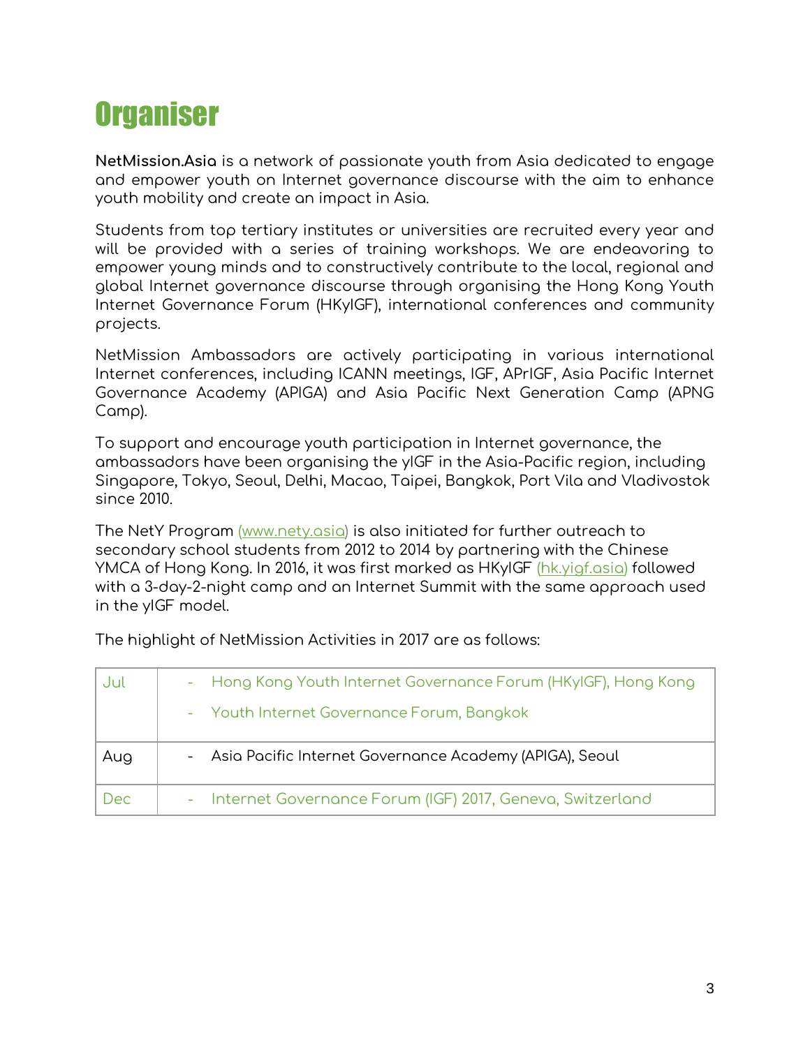# Organiser

**NetMission.Asia** is a network of passionate youth from Asia dedicated to engage and empower youth on Internet governance discourse with the aim to enhance youth mobility and create an impact in Asia.

Students from top tertiary institutes or universities are recruited every year and will be provided with a series of training workshops. We are endeavoring to empower young minds and to constructively contribute to the local, regional and global Internet governance discourse through organising the Hong Kong Youth Internet Governance Forum (HKyIGF), international conferences and community projects.

NetMission Ambassadors are actively participating in various international Internet conferences, including ICANN meetings, IGF, APrIGF, Asia Pacific Internet Governance Academy (APIGA) and Asia Pacific Next Generation Camp (APNG Camp).

To support and encourage youth participation in Internet governance, the ambassadors have been organising the yIGF in the Asia-Pacific region, including Singapore, Tokyo, Seoul, Delhi, Macao, Taipei, Bangkok, Port Vila and Vladivostok since 2010.

The NetY Program (www.nety.asia) is also initiated for further outreach to secondary school students from 2012 to 2014 by partnering with the Chinese YMCA of Hong Kong. In 2016, it was first marked as HKyIGF (hk.yigf.asia) followed with a 3-day-2-night camp and an Internet Summit with the same approach used in the yIGF model.

The highlight of NetMission Activities in 2017 are as follows:

| | |
|---|---|
| Jul | - Hong Kong Youth Internet Governance Forum (HKyIGF), Hong Kong<br>- Youth Internet Governance Forum, Bangkok |
| Aug | - Asia Pacific Internet Governance Academy (APIGA), Seoul |
| Dec | - Internet Governance Forum (IGF) 2017, Geneva, Switzerland |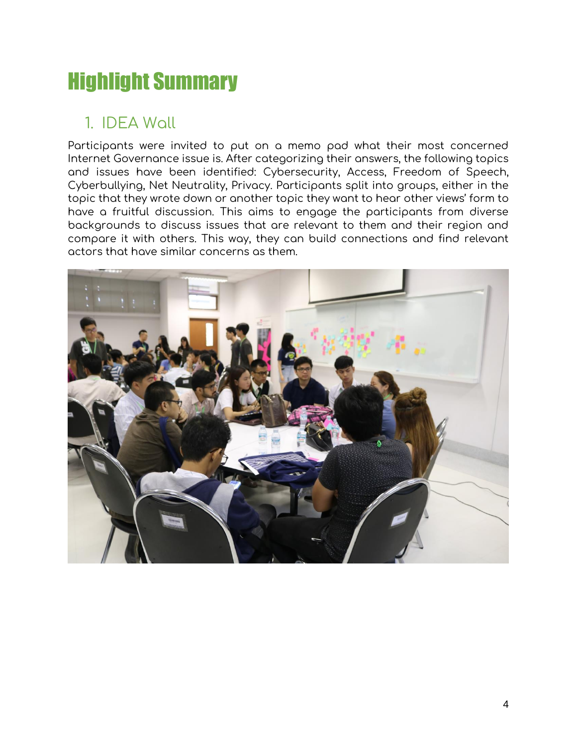# Highlight Summary

## 1. IDEA Wall

Participants were invited to put on a memo pad what their most concerned Internet Governance issue is. After categorizing their answers, the following topics and issues have been identified: Cybersecurity, Access, Freedom of Speech, Cyberbullying, Net Neutrality, Privacy. Participants split into groups, either in the topic that they wrote down or another topic they want to hear other views' form to have a fruitful discussion. This aims to engage the participants from diverse backgrounds to discuss issues that are relevant to them and their region and compare it with others. This way, they can build connections and find relevant actors that have similar concerns as them.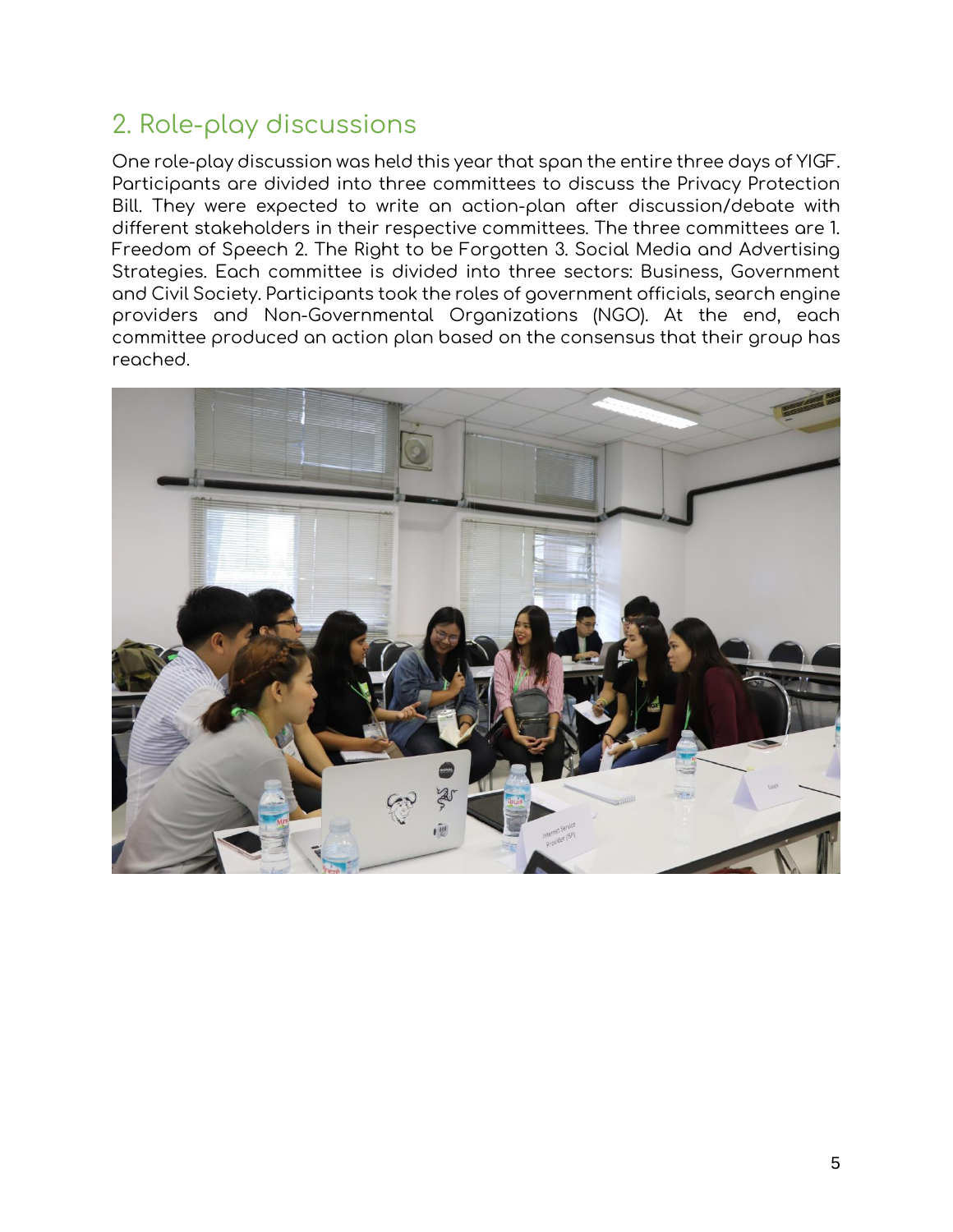## 2. Role-play discussions

One role-play discussion was held this year that span the entire three days of YIGF. Participants are divided into three committees to discuss the Privacy Protection Bill. They were expected to write an action-plan after discussion/debate with different stakeholders in their respective committees. The three committees are 1. Freedom of Speech 2. The Right to be Forgotten 3. Social Media and Advertising Strategies. Each committee is divided into three sectors: Business, Government and Civil Society. Participants took the roles of government officials, search engine providers and Non-Governmental Organizations (NGO). At the end, each committee produced an action plan based on the consensus that their group has reached.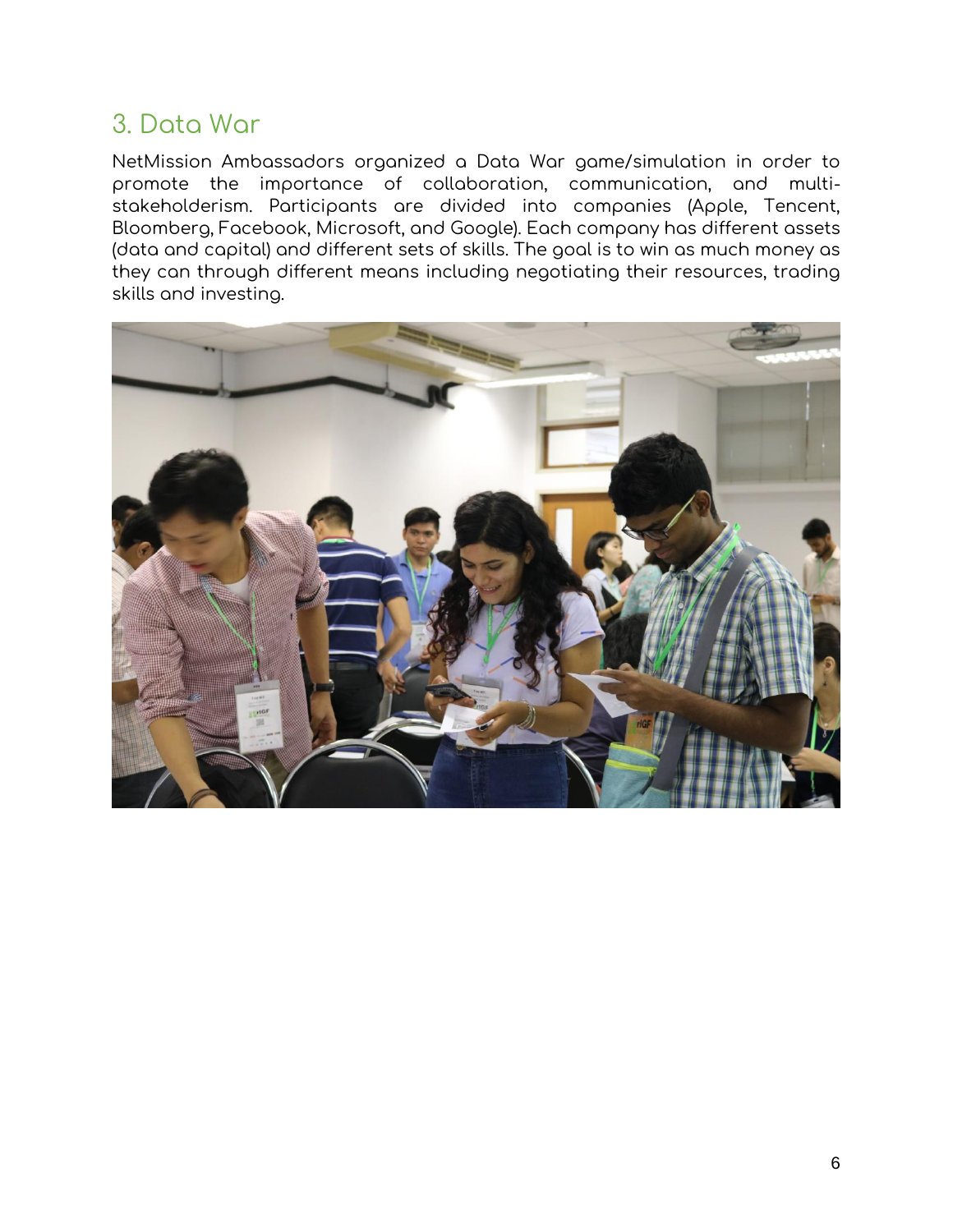## 3. Data War

NetMission Ambassadors organized a Data War game/simulation in order to promote the importance of collaboration, communication, and multi-stakeholderism. Participants are divided into companies (Apple, Tencent, Bloomberg, Facebook, Microsoft, and Google). Each company has different assets (data and capital) and different sets of skills. The goal is to win as much money as they can through different means including negotiating their resources, trading skills and investing.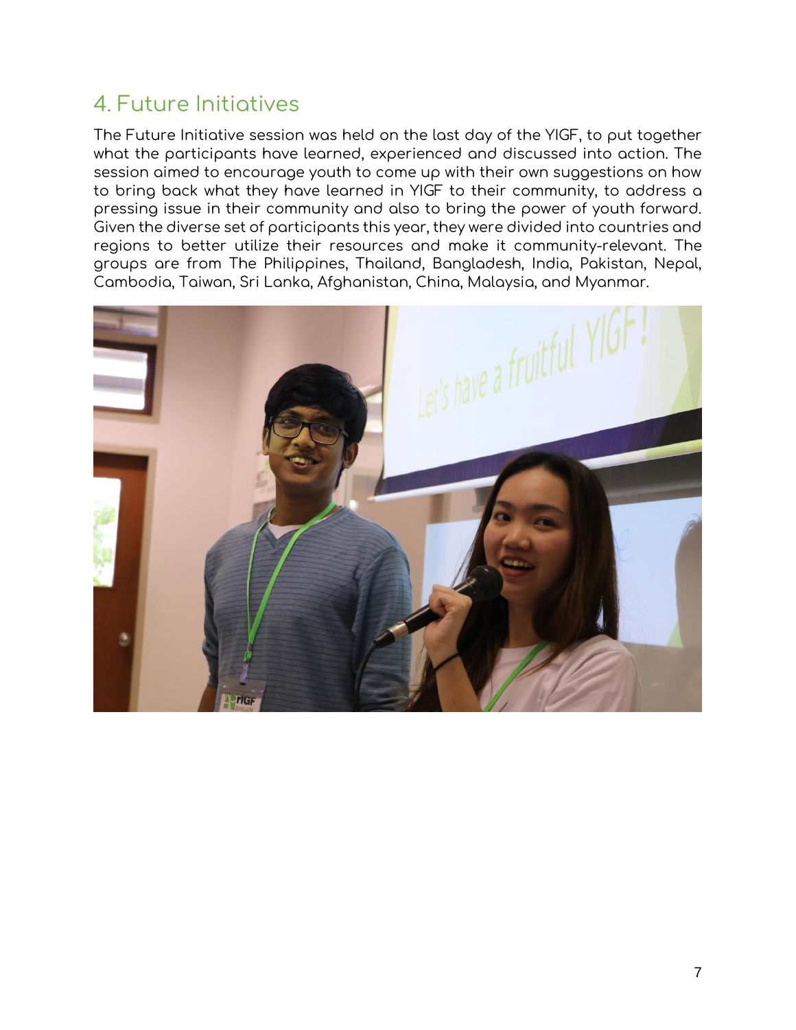## 4. Future Initiatives

The Future Initiative session was held on the last day of the YIGF, to put together what the participants have learned, experienced and discussed into action. The session aimed to encourage youth to come up with their own suggestions on how to bring back what they have learned in YIGF to their community, to address a pressing issue in their community and also to bring the power of youth forward. Given the diverse set of participants this year, they were divided into countries and regions to better utilize their resources and make it community-relevant. The groups are from The Philippines, Thailand, Bangladesh, India, Pakistan, Nepal, Cambodia, Taiwan, Sri Lanka, Afghanistan, China, Malaysia, and Myanmar.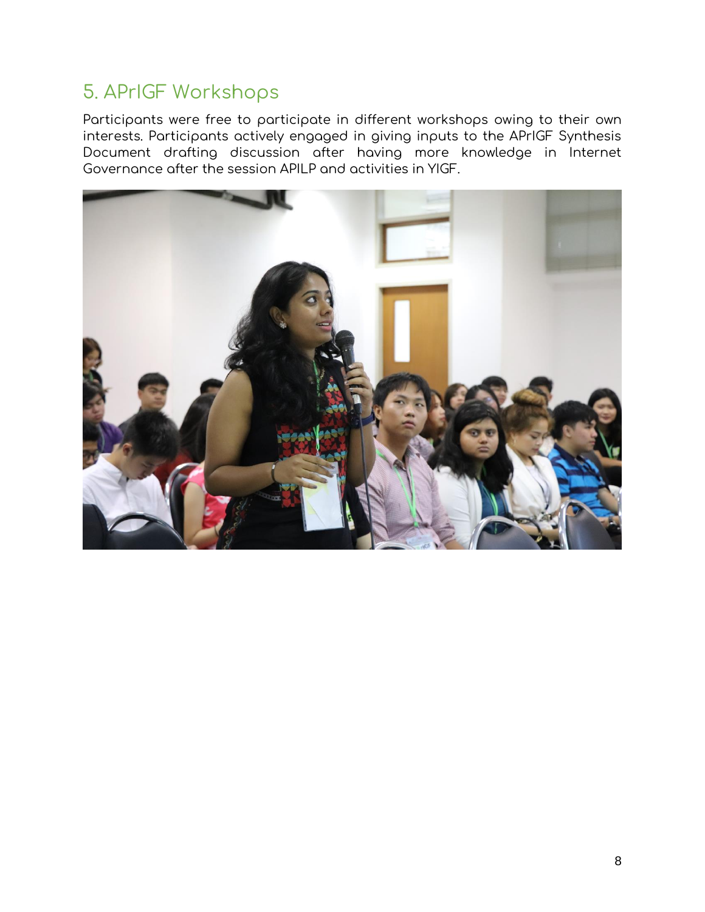## 5. APrIGF Workshops

Participants were free to participate in different workshops owing to their own interests. Participants actively engaged in giving inputs to the APrIGF Synthesis Document drafting discussion after having more knowledge in Internet Governance after the session APILP and activities in YIGF.